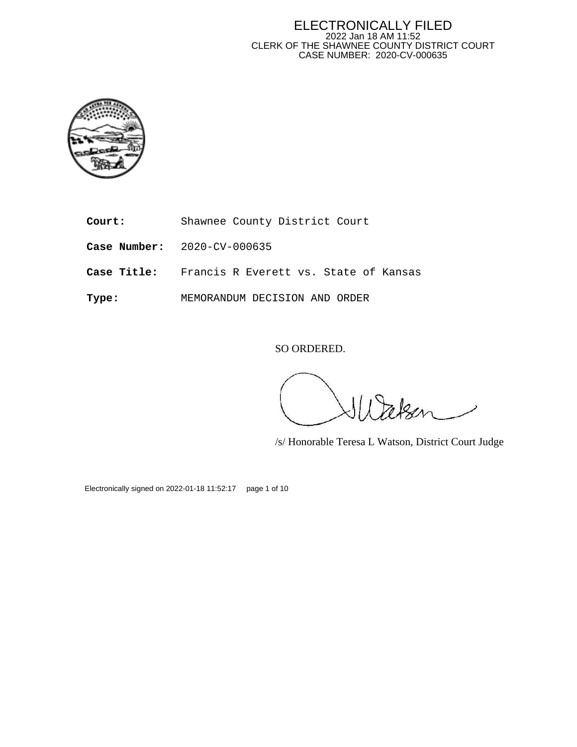ELECTRONICALLY FILED
2022 Jan 18 AM 11:52
CLERK OF THE SHAWNEE COUNTY DISTRICT COURT
CASE NUMBER: 2020-CV-000635

**Court:** Shawnee County District Court

**Case Number:** 2020-CV-000635

**Case Title:** Francis R Everett vs. State of Kansas

**Type:** MEMORANDUM DECISION AND ORDER

SO ORDERED.

/s/ Honorable Teresa L Watson, District Court Judge

Electronically signed on 2022-01-18 11:52:17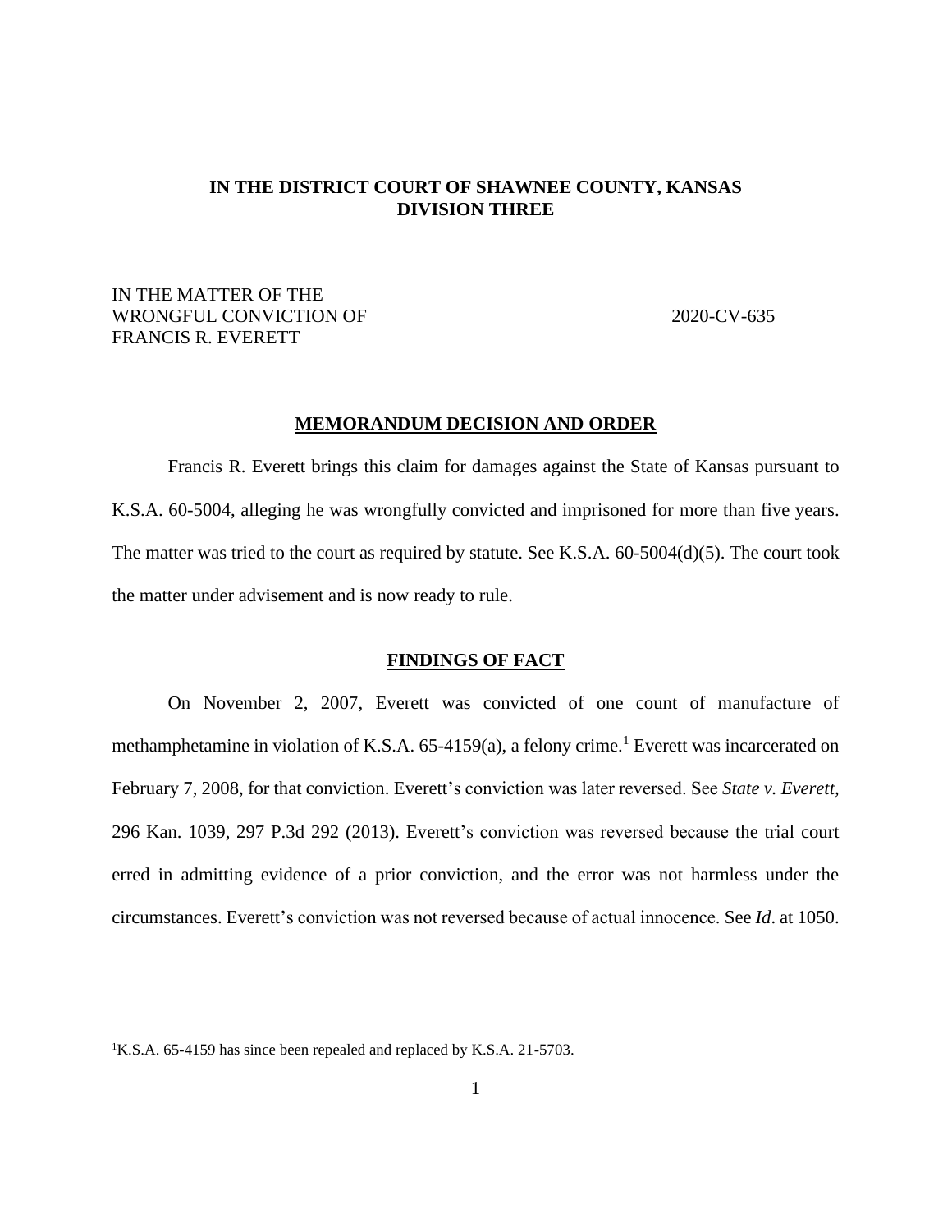**IN THE DISTRICT COURT OF SHAWNEE COUNTY, KANSAS**
**DIVISION THREE**

IN THE MATTER OF THE
WRONGFUL CONVICTION OF
FRANCIS R. EVERETT

2020-CV-635

## MEMORANDUM DECISION AND ORDER

Francis R. Everett brings this claim for damages against the State of Kansas pursuant to K.S.A. 60-5004, alleging he was wrongfully convicted and imprisoned for more than five years. The matter was tried to the court as required by statute. See K.S.A. 60-5004(d)(5). The court took the matter under advisement and is now ready to rule.

## FINDINGS OF FACT

On November 2, 2007, Everett was convicted of one count of manufacture of methamphetamine in violation of K.S.A. 65-4159(a), a felony crime.[1] Everett was incarcerated on February 7, 2008, for that conviction. Everett's conviction was later reversed. See *State v. Everett*, 296 Kan. 1039, 297 P.3d 292 (2013). Everett's conviction was reversed because the trial court erred in admitting evidence of a prior conviction, and the error was not harmless under the circumstances. Everett's conviction was not reversed because of actual innocence. See *Id*. at 1050.

[1] K.S.A. 65-4159 has since been repealed and replaced by K.S.A. 21-5703.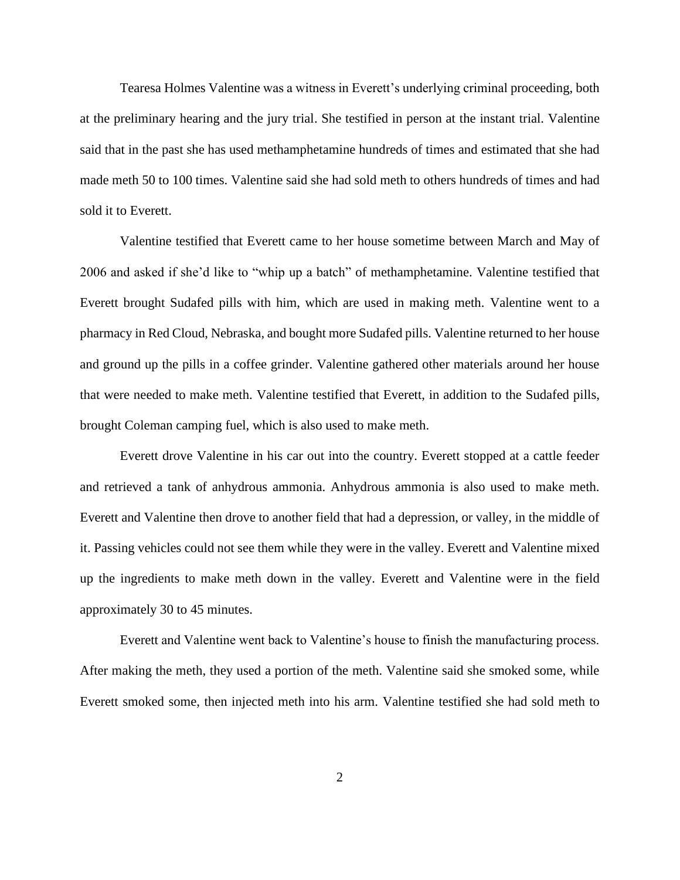Tearesa Holmes Valentine was a witness in Everett's underlying criminal proceeding, both at the preliminary hearing and the jury trial. She testified in person at the instant trial. Valentine said that in the past she has used methamphetamine hundreds of times and estimated that she had made meth 50 to 100 times. Valentine said she had sold meth to others hundreds of times and had sold it to Everett.

Valentine testified that Everett came to her house sometime between March and May of 2006 and asked if she'd like to "whip up a batch" of methamphetamine. Valentine testified that Everett brought Sudafed pills with him, which are used in making meth. Valentine went to a pharmacy in Red Cloud, Nebraska, and bought more Sudafed pills. Valentine returned to her house and ground up the pills in a coffee grinder. Valentine gathered other materials around her house that were needed to make meth. Valentine testified that Everett, in addition to the Sudafed pills, brought Coleman camping fuel, which is also used to make meth.

Everett drove Valentine in his car out into the country. Everett stopped at a cattle feeder and retrieved a tank of anhydrous ammonia. Anhydrous ammonia is also used to make meth. Everett and Valentine then drove to another field that had a depression, or valley, in the middle of it. Passing vehicles could not see them while they were in the valley. Everett and Valentine mixed up the ingredients to make meth down in the valley. Everett and Valentine were in the field approximately 30 to 45 minutes.

Everett and Valentine went back to Valentine's house to finish the manufacturing process. After making the meth, they used a portion of the meth. Valentine said she smoked some, while Everett smoked some, then injected meth into his arm. Valentine testified she had sold meth to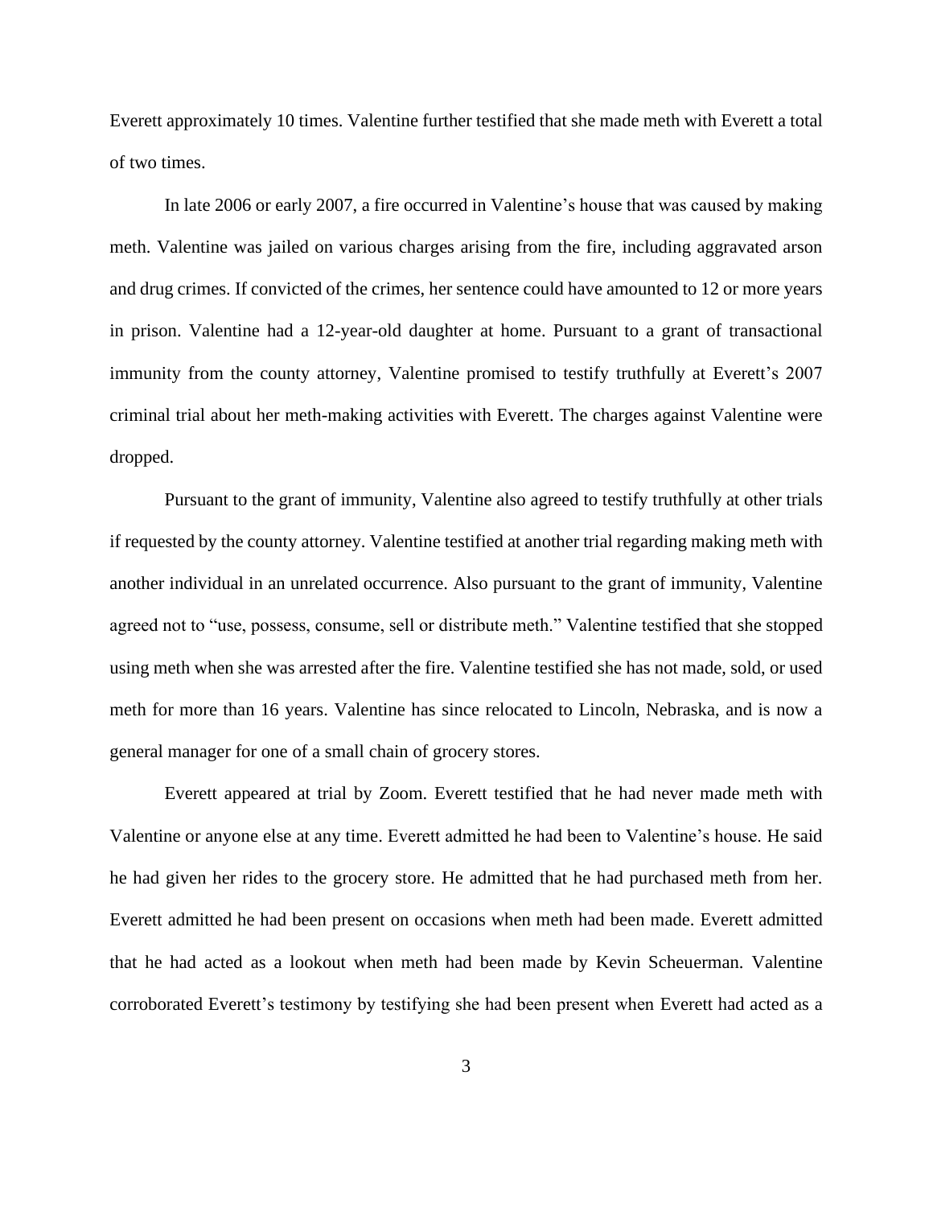Everett approximately 10 times. Valentine further testified that she made meth with Everett a total of two times.

In late 2006 or early 2007, a fire occurred in Valentine's house that was caused by making meth. Valentine was jailed on various charges arising from the fire, including aggravated arson and drug crimes. If convicted of the crimes, her sentence could have amounted to 12 or more years in prison. Valentine had a 12-year-old daughter at home. Pursuant to a grant of transactional immunity from the county attorney, Valentine promised to testify truthfully at Everett's 2007 criminal trial about her meth-making activities with Everett. The charges against Valentine were dropped.

Pursuant to the grant of immunity, Valentine also agreed to testify truthfully at other trials if requested by the county attorney. Valentine testified at another trial regarding making meth with another individual in an unrelated occurrence. Also pursuant to the grant of immunity, Valentine agreed not to "use, possess, consume, sell or distribute meth." Valentine testified that she stopped using meth when she was arrested after the fire. Valentine testified she has not made, sold, or used meth for more than 16 years. Valentine has since relocated to Lincoln, Nebraska, and is now a general manager for one of a small chain of grocery stores.

Everett appeared at trial by Zoom. Everett testified that he had never made meth with Valentine or anyone else at any time. Everett admitted he had been to Valentine's house. He said he had given her rides to the grocery store. He admitted that he had purchased meth from her. Everett admitted he had been present on occasions when meth had been made. Everett admitted that he had acted as a lookout when meth had been made by Kevin Scheuerman. Valentine corroborated Everett's testimony by testifying she had been present when Everett had acted as a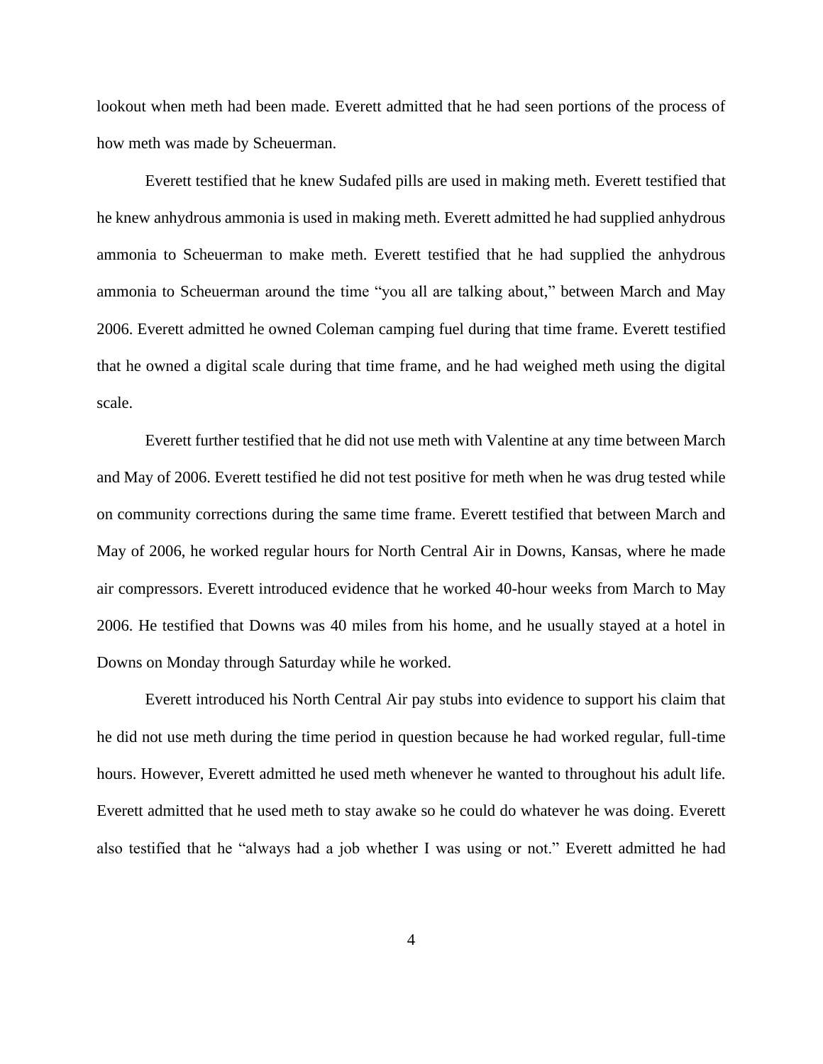lookout when meth had been made. Everett admitted that he had seen portions of the process of how meth was made by Scheuerman.

Everett testified that he knew Sudafed pills are used in making meth. Everett testified that he knew anhydrous ammonia is used in making meth. Everett admitted he had supplied anhydrous ammonia to Scheuerman to make meth. Everett testified that he had supplied the anhydrous ammonia to Scheuerman around the time "you all are talking about," between March and May 2006. Everett admitted he owned Coleman camping fuel during that time frame. Everett testified that he owned a digital scale during that time frame, and he had weighed meth using the digital scale.

Everett further testified that he did not use meth with Valentine at any time between March and May of 2006. Everett testified he did not test positive for meth when he was drug tested while on community corrections during the same time frame. Everett testified that between March and May of 2006, he worked regular hours for North Central Air in Downs, Kansas, where he made air compressors. Everett introduced evidence that he worked 40-hour weeks from March to May 2006. He testified that Downs was 40 miles from his home, and he usually stayed at a hotel in Downs on Monday through Saturday while he worked.

Everett introduced his North Central Air pay stubs into evidence to support his claim that he did not use meth during the time period in question because he had worked regular, full-time hours. However, Everett admitted he used meth whenever he wanted to throughout his adult life. Everett admitted that he used meth to stay awake so he could do whatever he was doing. Everett also testified that he "always had a job whether I was using or not." Everett admitted he had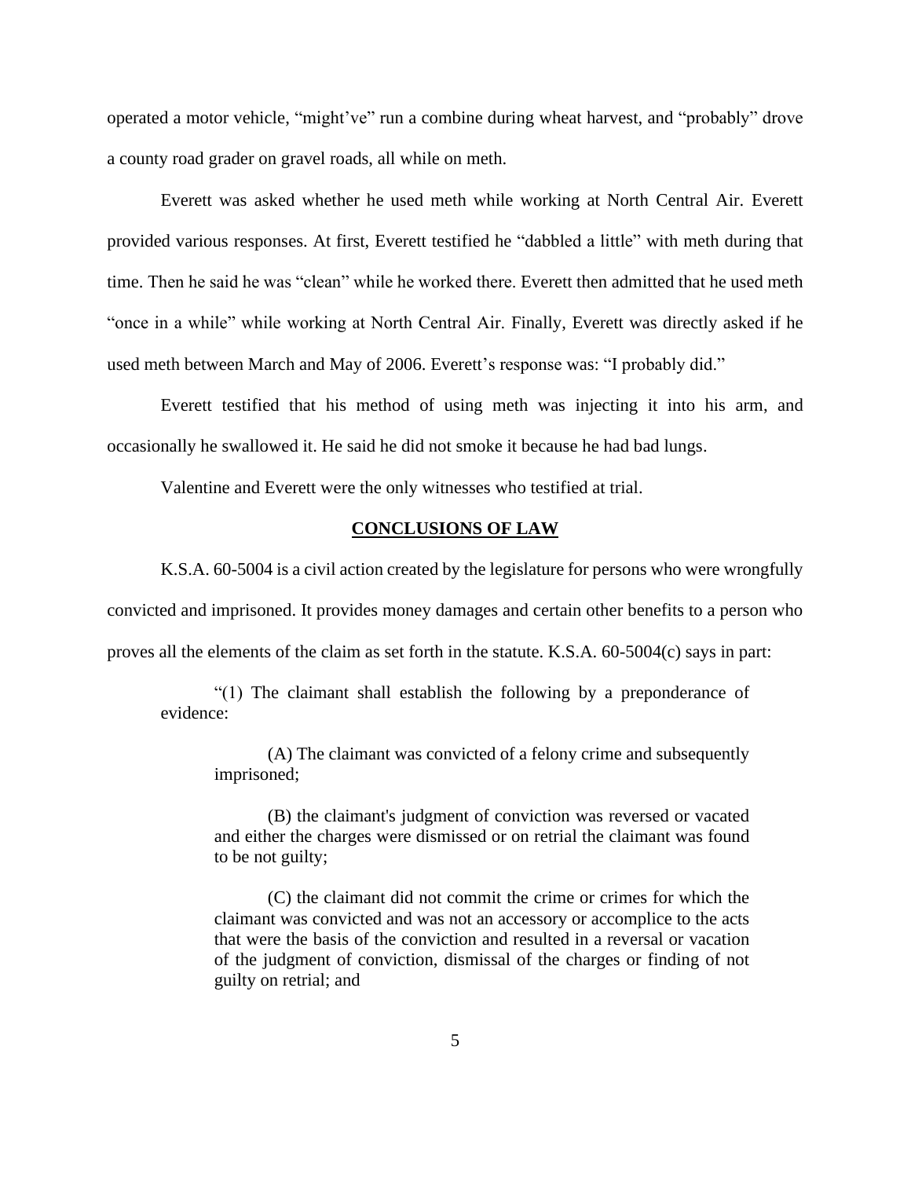operated a motor vehicle, "might've" run a combine during wheat harvest, and "probably" drove a county road grader on gravel roads, all while on meth.

Everett was asked whether he used meth while working at North Central Air. Everett provided various responses. At first, Everett testified he "dabbled a little" with meth during that time. Then he said he was "clean" while he worked there. Everett then admitted that he used meth "once in a while" while working at North Central Air. Finally, Everett was directly asked if he used meth between March and May of 2006. Everett's response was: "I probably did."

Everett testified that his method of using meth was injecting it into his arm, and occasionally he swallowed it. He said he did not smoke it because he had bad lungs.

Valentine and Everett were the only witnesses who testified at trial.

## CONCLUSIONS OF LAW

K.S.A. 60-5004 is a civil action created by the legislature for persons who were wrongfully convicted and imprisoned. It provides money damages and certain other benefits to a person who proves all the elements of the claim as set forth in the statute. K.S.A. 60-5004(c) says in part:

> "(1) The claimant shall establish the following by a preponderance of evidence:
>
> > (A) The claimant was convicted of a felony crime and subsequently imprisoned;
> >
> > (B) the claimant's judgment of conviction was reversed or vacated and either the charges were dismissed or on retrial the claimant was found to be not guilty;
> >
> > (C) the claimant did not commit the crime or crimes for which the claimant was convicted and was not an accessory or accomplice to the acts that were the basis of the conviction and resulted in a reversal or vacation of the judgment of conviction, dismissal of the charges or finding of not guilty on retrial; and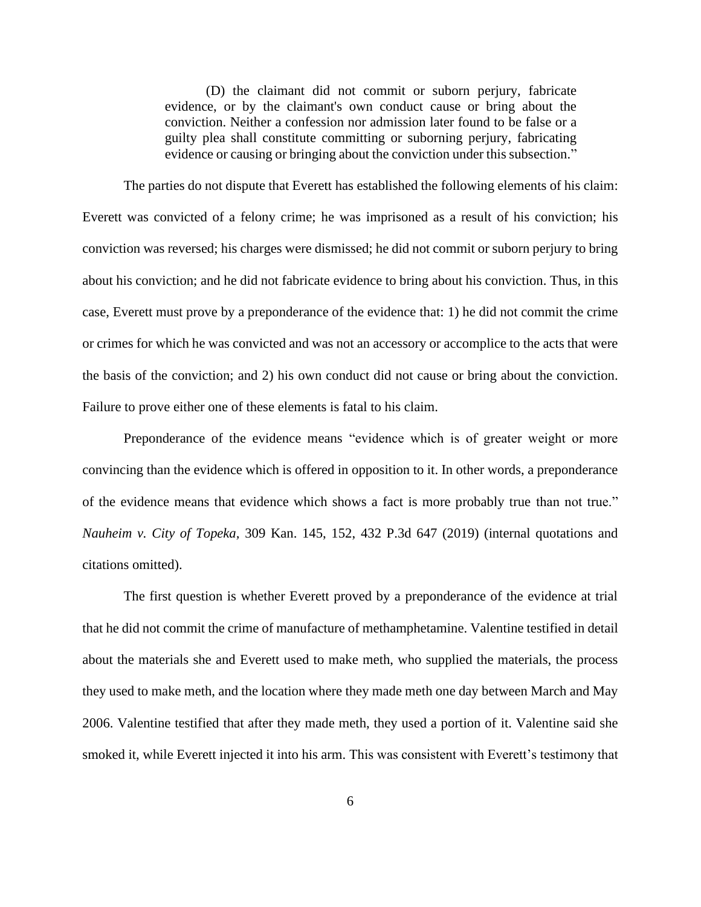> (D) the claimant did not commit or suborn perjury, fabricate evidence, or by the claimant's own conduct cause or bring about the conviction. Neither a confession nor admission later found to be false or a guilty plea shall constitute committing or suborning perjury, fabricating evidence or causing or bringing about the conviction under this subsection."

The parties do not dispute that Everett has established the following elements of his claim: Everett was convicted of a felony crime; he was imprisoned as a result of his conviction; his conviction was reversed; his charges were dismissed; he did not commit or suborn perjury to bring about his conviction; and he did not fabricate evidence to bring about his conviction. Thus, in this case, Everett must prove by a preponderance of the evidence that: 1) he did not commit the crime or crimes for which he was convicted and was not an accessory or accomplice to the acts that were the basis of the conviction; and 2) his own conduct did not cause or bring about the conviction. Failure to prove either one of these elements is fatal to his claim.

Preponderance of the evidence means "evidence which is of greater weight or more convincing than the evidence which is offered in opposition to it. In other words, a preponderance of the evidence means that evidence which shows a fact is more probably true than not true." *Nauheim v. City of Topeka*, 309 Kan. 145, 152, 432 P.3d 647 (2019) (internal quotations and citations omitted).

The first question is whether Everett proved by a preponderance of the evidence at trial that he did not commit the crime of manufacture of methamphetamine. Valentine testified in detail about the materials she and Everett used to make meth, who supplied the materials, the process they used to make meth, and the location where they made meth one day between March and May 2006. Valentine testified that after they made meth, they used a portion of it. Valentine said she smoked it, while Everett injected it into his arm. This was consistent with Everett's testimony that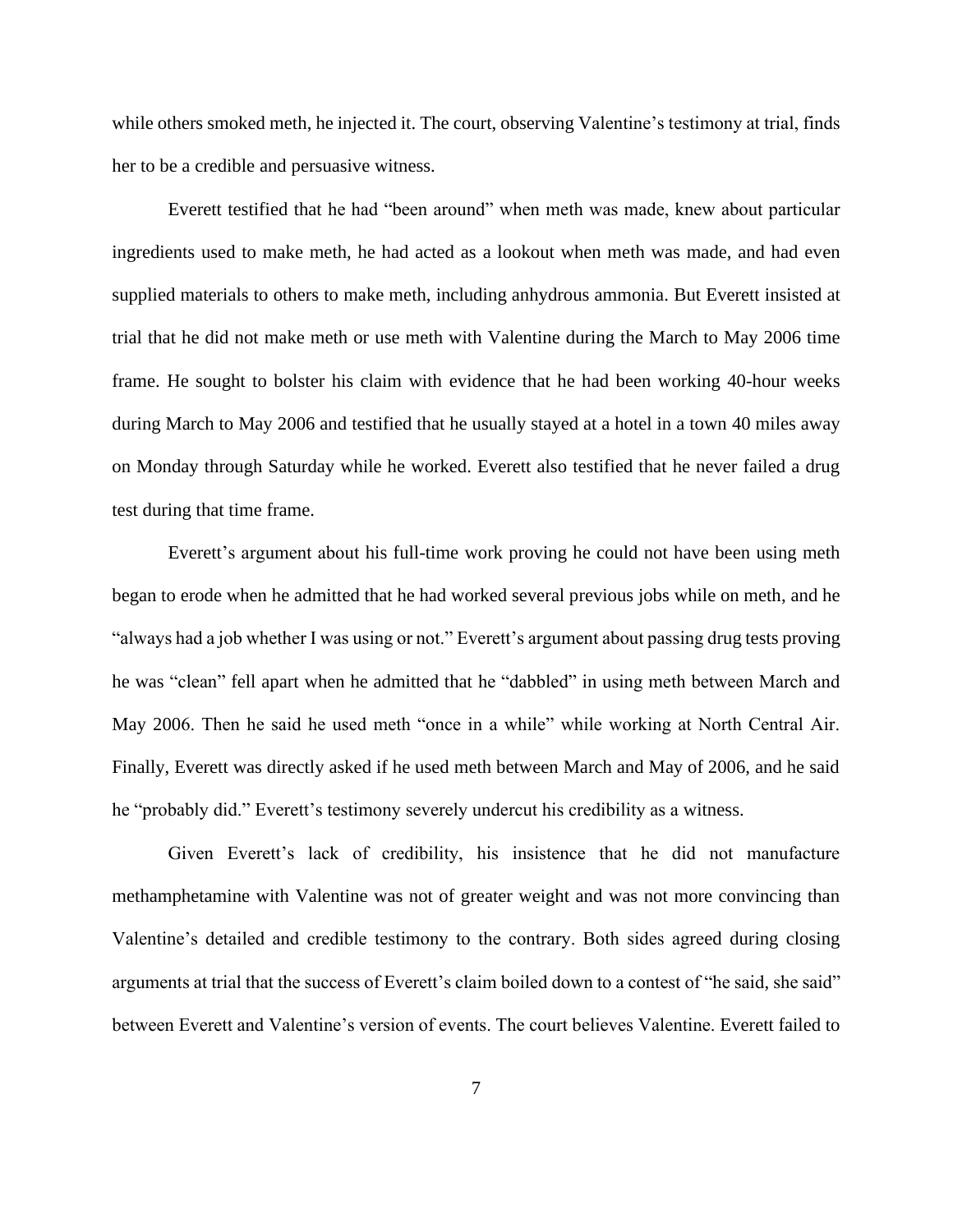while others smoked meth, he injected it. The court, observing Valentine's testimony at trial, finds her to be a credible and persuasive witness.

Everett testified that he had "been around" when meth was made, knew about particular ingredients used to make meth, he had acted as a lookout when meth was made, and had even supplied materials to others to make meth, including anhydrous ammonia. But Everett insisted at trial that he did not make meth or use meth with Valentine during the March to May 2006 time frame. He sought to bolster his claim with evidence that he had been working 40-hour weeks during March to May 2006 and testified that he usually stayed at a hotel in a town 40 miles away on Monday through Saturday while he worked. Everett also testified that he never failed a drug test during that time frame.

Everett's argument about his full-time work proving he could not have been using meth began to erode when he admitted that he had worked several previous jobs while on meth, and he "always had a job whether I was using or not." Everett's argument about passing drug tests proving he was "clean" fell apart when he admitted that he "dabbled" in using meth between March and May 2006. Then he said he used meth "once in a while" while working at North Central Air. Finally, Everett was directly asked if he used meth between March and May of 2006, and he said he "probably did." Everett's testimony severely undercut his credibility as a witness.

Given Everett's lack of credibility, his insistence that he did not manufacture methamphetamine with Valentine was not of greater weight and was not more convincing than Valentine's detailed and credible testimony to the contrary. Both sides agreed during closing arguments at trial that the success of Everett's claim boiled down to a contest of "he said, she said" between Everett and Valentine's version of events. The court believes Valentine. Everett failed to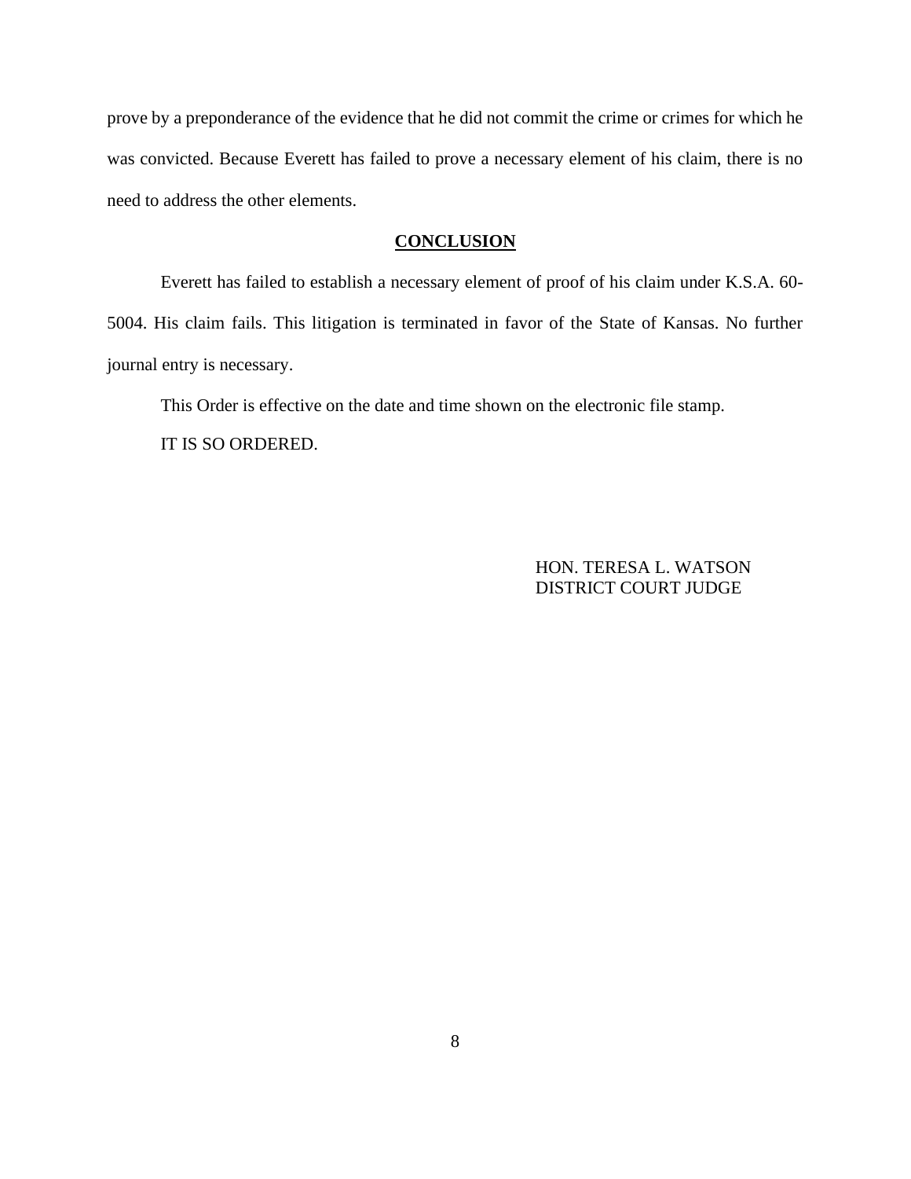prove by a preponderance of the evidence that he did not commit the crime or crimes for which he was convicted. Because Everett has failed to prove a necessary element of his claim, there is no need to address the other elements.

## CONCLUSION

Everett has failed to establish a necessary element of proof of his claim under K.S.A. 60-5004. His claim fails. This litigation is terminated in favor of the State of Kansas. No further journal entry is necessary.

This Order is effective on the date and time shown on the electronic file stamp.

IT IS SO ORDERED.

HON. TERESA L. WATSON
DISTRICT COURT JUDGE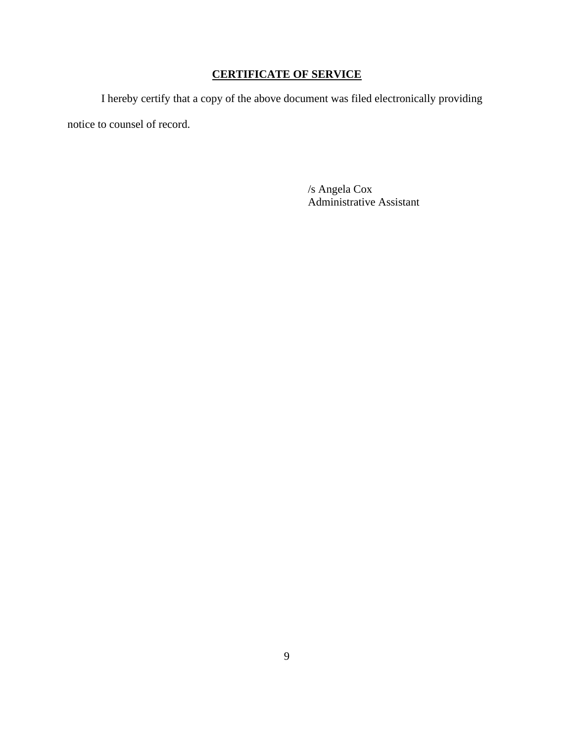**CERTIFICATE OF SERVICE**

I hereby certify that a copy of the above document was filed electronically providing notice to counsel of record.

/s Angela Cox
Administrative Assistant